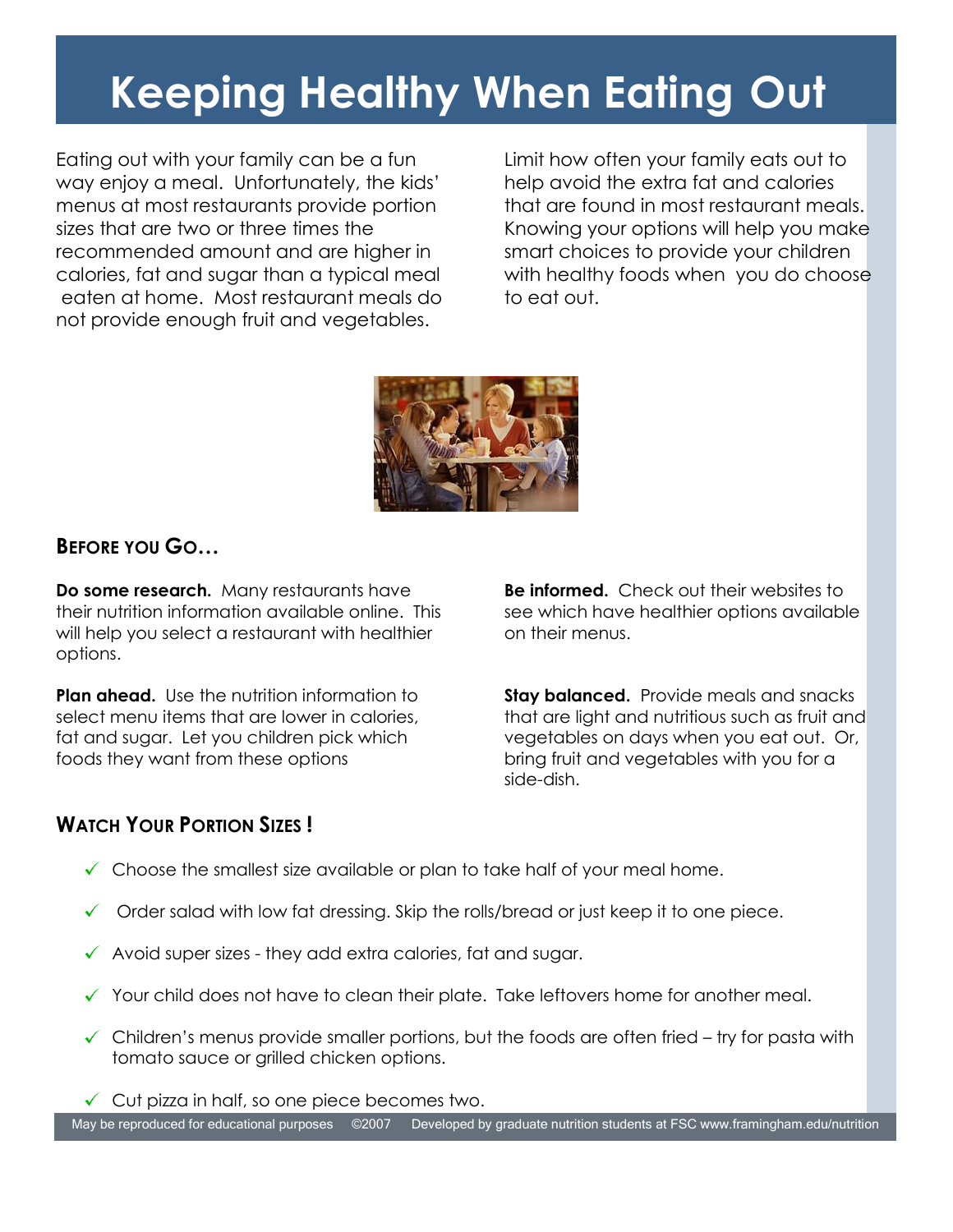# Keeping Healthy When Eating Out

Eating out with your family can be a fun way enjoy a meal. Unfortunately, the kids' menus at most restaurants provide portion sizes that are two or three times the recommended amount and are higher in calories, fat and sugar than a typical meal eaten at home. Most restaurant meals do not provide enough fruit and vegetables.

Limit how often your family eats out to help avoid the extra fat and calories that are found in most restaurant meals. Knowing your options will help you make smart choices to provide your children with healthy foods when you do choose to eat out.

## BEFORE YOU GO…

**Do some research.** Many restaurants have their nutrition information available online. This will help you select a restaurant with healthier options.

**Plan ahead.** Use the nutrition information to select menu items that are lower in calories, fat and sugar. Let you children pick which foods they want from these options

**Be informed.** Check out their websites to see which have healthier options available on their menus.

**Stay balanced.** Provide meals and snacks that are light and nutritious such as fruit and vegetables on days when you eat out. Or, bring fruit and vegetables with you for a side-dish.

## WATCH YOUR PORTION SIZES !

- ✓ Choose the smallest size available or plan to take half of your meal home.
- ✓ Order salad with low fat dressing. Skip the rolls/bread or just keep it to one piece.
- ✓ Avoid super sizes - they add extra calories, fat and sugar.
- ✓ Your child does not have to clean their plate. Take leftovers home for another meal.
- ✓ Children's menus provide smaller portions, but the foods are often fried – try for pasta with tomato sauce or grilled chicken options.
- ✓ Cut pizza in half, so one piece becomes two.

May be reproduced for educational purposes ©2007 Developed by graduate nutrition students at FSC www.framingham.edu/nutrition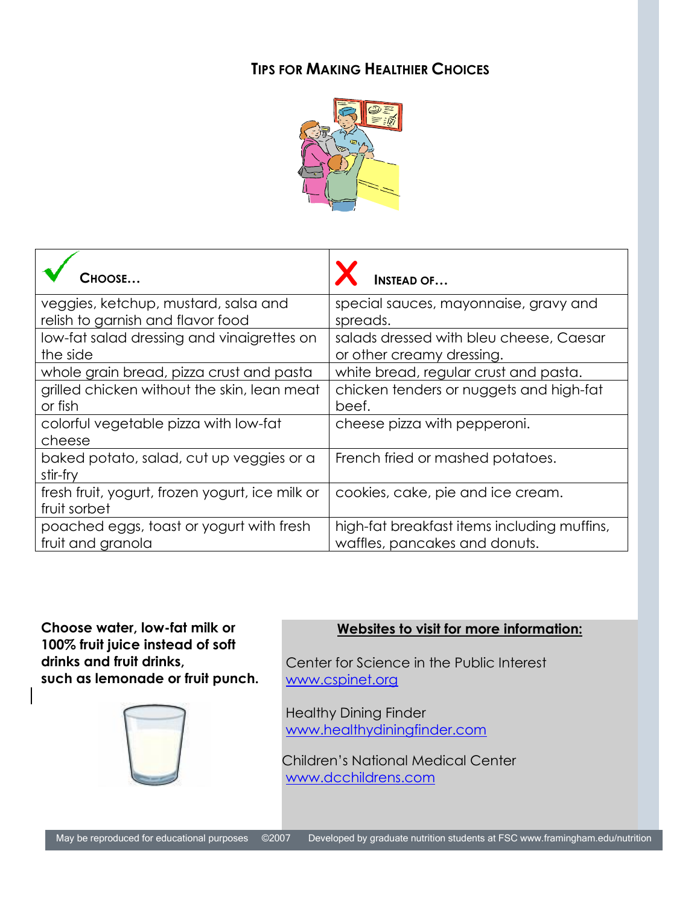# Tips for Making Healthier Choices

| Choose… | Instead of… |
| --- | --- |
| veggies, ketchup, mustard, salsa and relish to garnish and flavor food | special sauces, mayonnaise, gravy and spreads. |
| low-fat salad dressing and vinaigrettes on the side | salads dressed with bleu cheese, Caesar or other creamy dressing. |
| whole grain bread, pizza crust and pasta | white bread, regular crust and pasta. |
| grilled chicken without the skin, lean meat or fish | chicken tenders or nuggets and high-fat beef. |
| colorful vegetable pizza with low-fat cheese | cheese pizza with pepperoni. |
| baked potato, salad, cut up veggies or a stir-fry | French fried or mashed potatoes. |
| fresh fruit, yogurt, frozen yogurt, ice milk or fruit sorbet | cookies, cake, pie and ice cream. |
| poached eggs, toast or yogurt with fresh fruit and granola | high-fat breakfast items including muffins, waffles, pancakes and donuts. |

**Choose water, low-fat milk or 100% fruit juice instead of soft drinks and fruit drinks, such as lemonade or fruit punch.**

**Websites to visit for more information:**

Center for Science in the Public Interest
www.cspinet.org

Healthy Dining Finder
www.healthydiningfinder.com

Children's National Medical Center
www.dcchildrens.com

May be reproduced for educational purposes ©2007 Developed by graduate nutrition students at FSC www.framingham.edu/nutrition